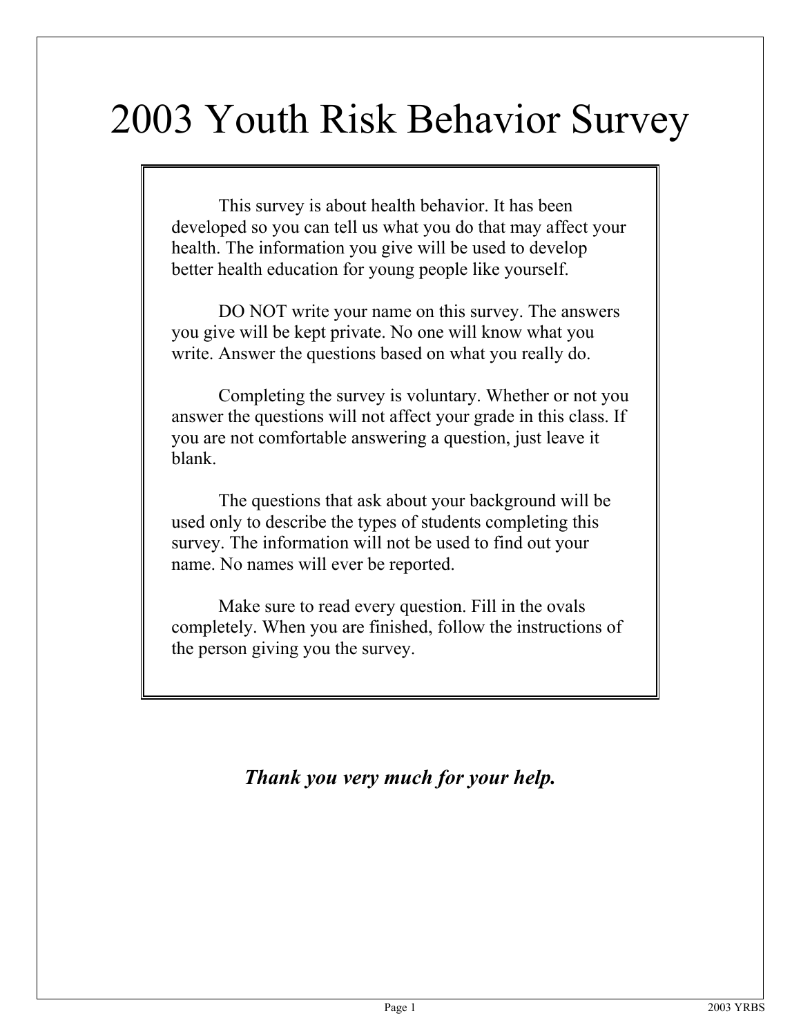# 2003 Youth Risk Behavior Survey

This survey is about health behavior. It has been developed so you can tell us what you do that may affect your health. The information you give will be used to develop better health education for young people like yourself.

DO NOT write your name on this survey. The answers you give will be kept private. No one will know what you write. Answer the questions based on what you really do.

Completing the survey is voluntary. Whether or not you answer the questions will not affect your grade in this class. If you are not comfortable answering a question, just leave it blank.

The questions that ask about your background will be used only to describe the types of students completing this survey. The information will not be used to find out your name. No names will ever be reported.

Make sure to read every question. Fill in the ovals completely. When you are finished, follow the instructions of the person giving you the survey.

***Thank you very much for your help.***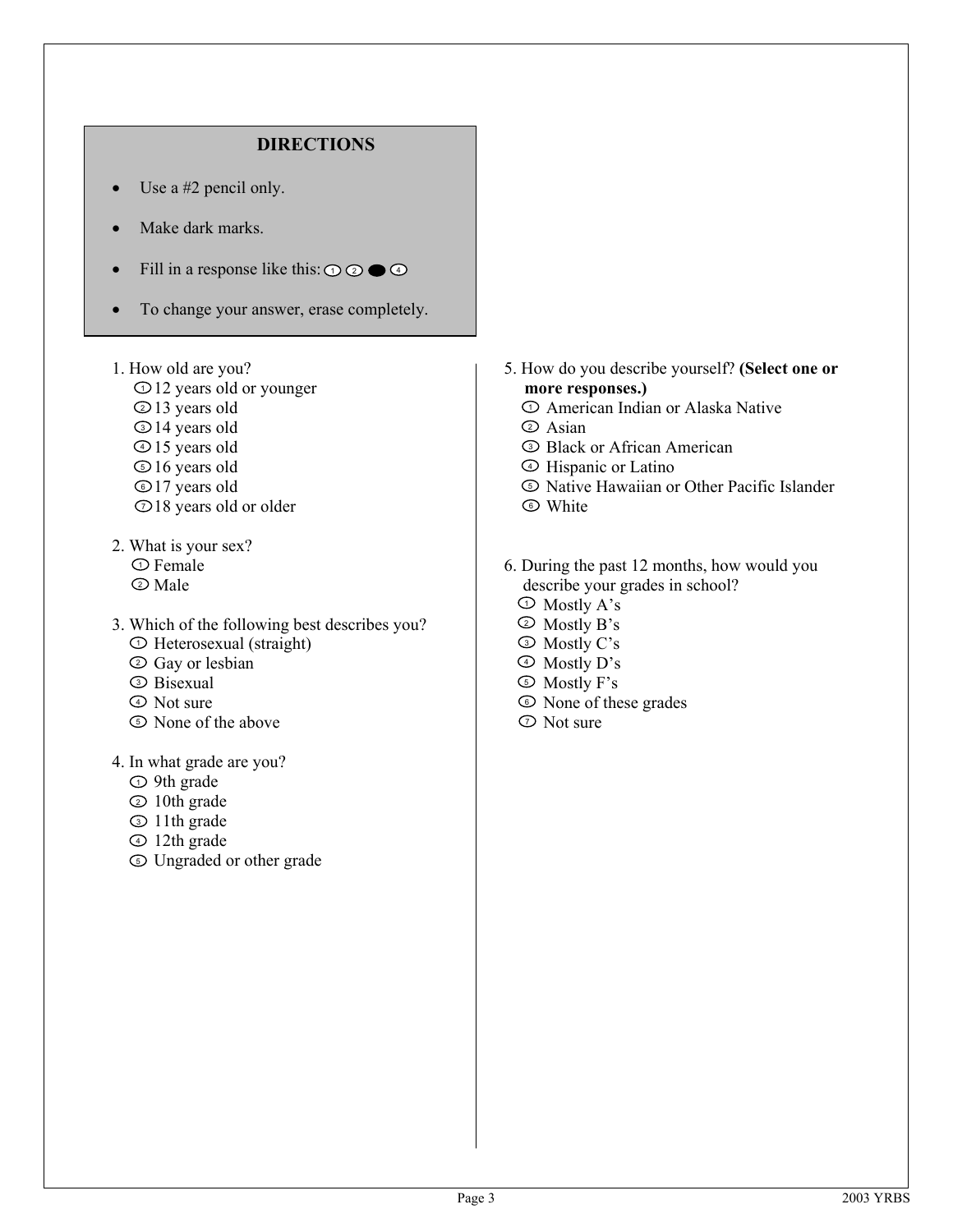## DIRECTIONS

- Use a #2 pencil only.
- Make dark marks.
- Fill in a response like this: ① ② ● ④
- To change your answer, erase completely.

1. How old are you?
   - ① 12 years old or younger
   - ② 13 years old
   - ③ 14 years old
   - ④ 15 years old
   - ⑤ 16 years old
   - ⑥ 17 years old
   - ⑦ 18 years old or older

2. What is your sex?
   - ① Female
   - ② Male

3. Which of the following best describes you?
   - ① Heterosexual (straight)
   - ② Gay or lesbian
   - ③ Bisexual
   - ④ Not sure
   - ⑤ None of the above

4. In what grade are you?
   - ① 9th grade
   - ② 10th grade
   - ③ 11th grade
   - ④ 12th grade
   - ⑤ Ungraded or other grade

5. How do you describe yourself? **(Select one or more responses.)**
   - ① American Indian or Alaska Native
   - ② Asian
   - ③ Black or African American
   - ④ Hispanic or Latino
   - ⑤ Native Hawaiian or Other Pacific Islander
   - ⑥ White

6. During the past 12 months, how would you describe your grades in school?
   - ① Mostly A's
   - ② Mostly B's
   - ③ Mostly C's
   - ④ Mostly D's
   - ⑤ Mostly F's
   - ⑥ None of these grades
   - ⑦ Not sure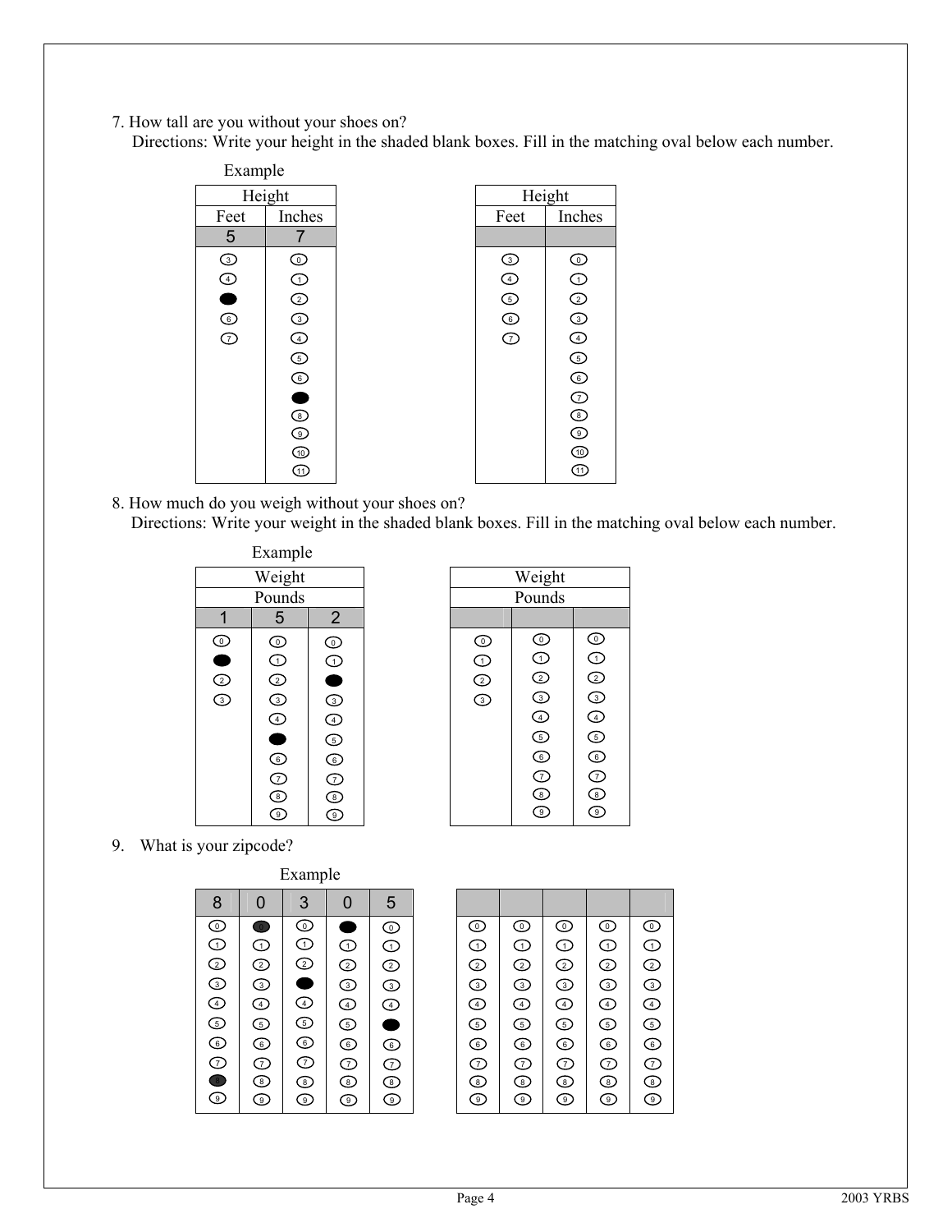7. How tall are you without your shoes on?
   Directions: Write your height in the shaded blank boxes. Fill in the matching oval below each number.

Example

| Height | |
|---|---|
| Feet | Inches |
| 5 | 7 |
| ③ | ⓪ |
| ④ | ① |
| ● | ② |
| ⑥ | ③ |
| ⑦ | ④ |
| | ⑤ |
| | ⑥ |
| | ● |
| | ⑧ |
| | ⑨ |
| | ⑩ |
| | ⑪ |

| Height | |
|---|---|
| Feet | Inches |
| | |
| ③ | ⓪ |
| ④ | ① |
| ⑤ | ② |
| ⑥ | ③ |
| ⑦ | ④ |
| | ⑤ |
| | ⑥ |
| | ⑦ |
| | ⑧ |
| | ⑨ |
| | ⑩ |
| | ⑪ |

8. How much do you weigh without your shoes on?
   Directions: Write your weight in the shaded blank boxes. Fill in the matching oval below each number.

Example

| Weight | | |
|---|---|---|
| Pounds | | |
| 1 | 5 | 2 |
| ⓪ | ⓪ | ⓪ |
| ● | ① | ① |
| ② | ② | ● |
| ③ | ③ | ③ |
| | ④ | ④ |
| | ● | ⑤ |
| | ⑥ | ⑥ |
| | ⑦ | ⑦ |
| | ⑧ | ⑧ |
| | ⑨ | ⑨ |

| Weight | | |
|---|---|---|
| Pounds | | |
| | | |
| ⓪ | ⓪ | ⓪ |
| ① | ① | ① |
| ② | ② | ② |
| ③ | ③ | ③ |
| | ④ | ④ |
| | ⑤ | ⑤ |
| | ⑥ | ⑥ |
| | ⑦ | ⑦ |
| | ⑧ | ⑧ |
| | ⑨ | ⑨ |

9. What is your zipcode?

Example

| 8 | 0 | 3 | 0 | 5 |
|---|---|---|---|---|
| ⓪ | ● | ⓪ | ● | ⓪ |
| ① | ① | ① | ① | ① |
| ② | ② | ② | ② | ② |
| ③ | ③ | ● | ③ | ③ |
| ④ | ④ | ④ | ④ | ④ |
| ⑤ | ⑤ | ⑤ | ⑤ | ● |
| ⑥ | ⑥ | ⑥ | ⑥ | ⑥ |
| ⑦ | ⑦ | ⑦ | ⑦ | ⑦ |
| ● | ⑧ | ⑧ | ⑧ | ⑧ |
| ⑨ | ⑨ | ⑨ | ⑨ | ⑨ |

| | | | | |
|---|---|---|---|---|
| ⓪ | ⓪ | ⓪ | ⓪ | ⓪ |
| ① | ① | ① | ① | ① |
| ② | ② | ② | ② | ② |
| ③ | ③ | ③ | ③ | ③ |
| ④ | ④ | ④ | ④ | ④ |
| ⑤ | ⑤ | ⑤ | ⑤ | ⑤ |
| ⑥ | ⑥ | ⑥ | ⑥ | ⑥ |
| ⑦ | ⑦ | ⑦ | ⑦ | ⑦ |
| ⑧ | ⑧ | ⑧ | ⑧ | ⑧ |
| ⑨ | ⑨ | ⑨ | ⑨ | ⑨ |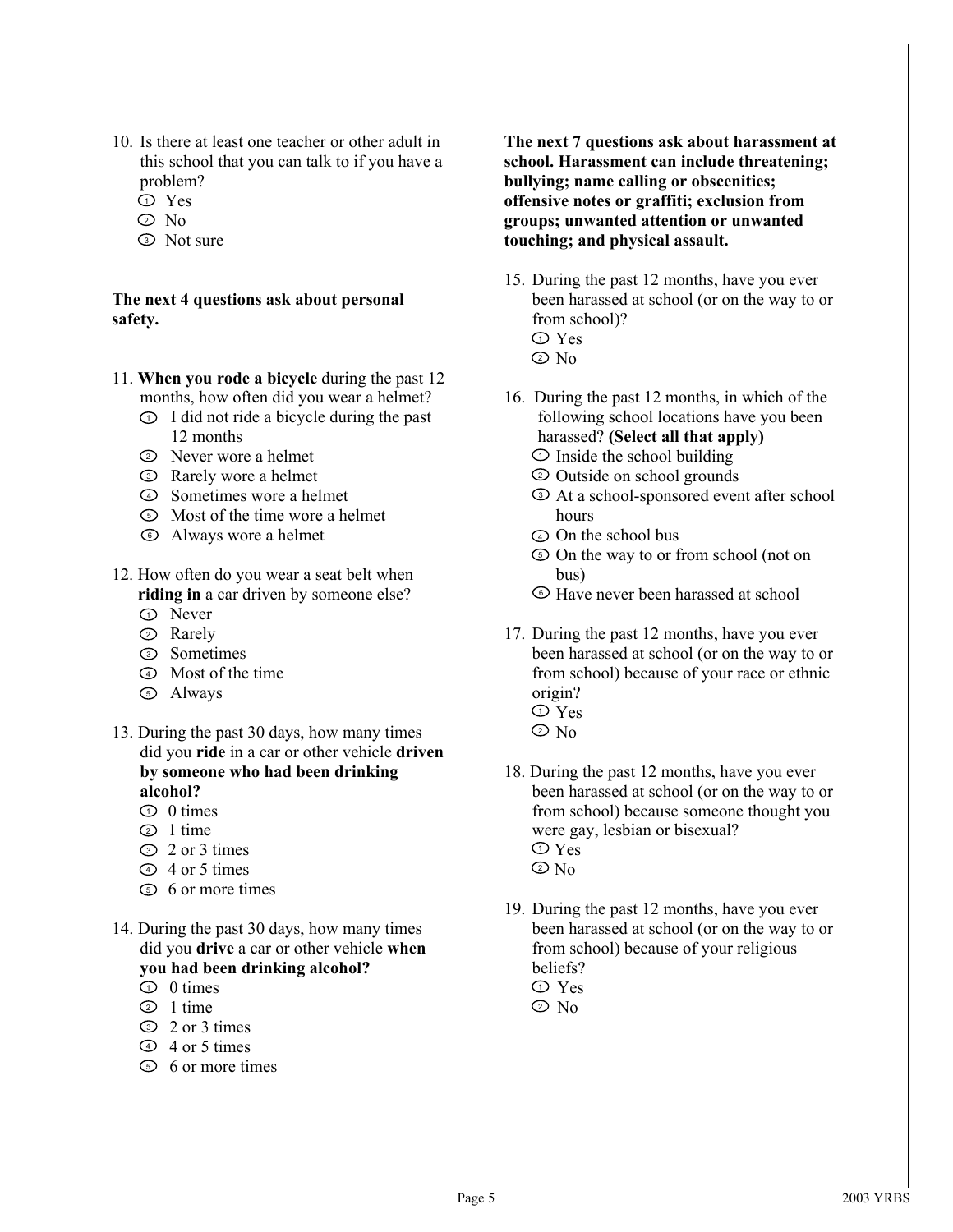10. Is there at least one teacher or other adult in this school that you can talk to if you have a problem?
    - ① Yes
    - ② No
    - ③ Not sure

**The next 4 questions ask about personal safety.**

11. **When you rode a bicycle** during the past 12 months, how often did you wear a helmet?
    - ① I did not ride a bicycle during the past 12 months
    - ② Never wore a helmet
    - ③ Rarely wore a helmet
    - ④ Sometimes wore a helmet
    - ⑤ Most of the time wore a helmet
    - ⑥ Always wore a helmet

12. How often do you wear a seat belt when **riding in** a car driven by someone else?
    - ① Never
    - ② Rarely
    - ③ Sometimes
    - ④ Most of the time
    - ⑤ Always

13. During the past 30 days, how many times did you **ride** in a car or other vehicle **driven by someone who had been drinking alcohol?**
    - ① 0 times
    - ② 1 time
    - ③ 2 or 3 times
    - ④ 4 or 5 times
    - ⑤ 6 or more times

14. During the past 30 days, how many times did you **drive** a car or other vehicle **when you had been drinking alcohol?**
    - ① 0 times
    - ② 1 time
    - ③ 2 or 3 times
    - ④ 4 or 5 times
    - ⑤ 6 or more times

**The next 7 questions ask about harassment at school. Harassment can include threatening; bullying; name calling or obscenities; offensive notes or graffiti; exclusion from groups; unwanted attention or unwanted touching; and physical assault.**

15. During the past 12 months, have you ever been harassed at school (or on the way to or from school)?
    - ① Yes
    - ② No

16. During the past 12 months, in which of the following school locations have you been harassed? **(Select all that apply)**
    - ① Inside the school building
    - ② Outside on school grounds
    - ③ At a school-sponsored event after school hours
    - ④ On the school bus
    - ⑤ On the way to or from school (not on bus)
    - ⑥ Have never been harassed at school

17. During the past 12 months, have you ever been harassed at school (or on the way to or from school) because of your race or ethnic origin?
    - ① Yes
    - ② No

18. During the past 12 months, have you ever been harassed at school (or on the way to or from school) because someone thought you were gay, lesbian or bisexual?
    - ① Yes
    - ② No

19. During the past 12 months, have you ever been harassed at school (or on the way to or from school) because of your religious beliefs?
    - ① Yes
    - ② No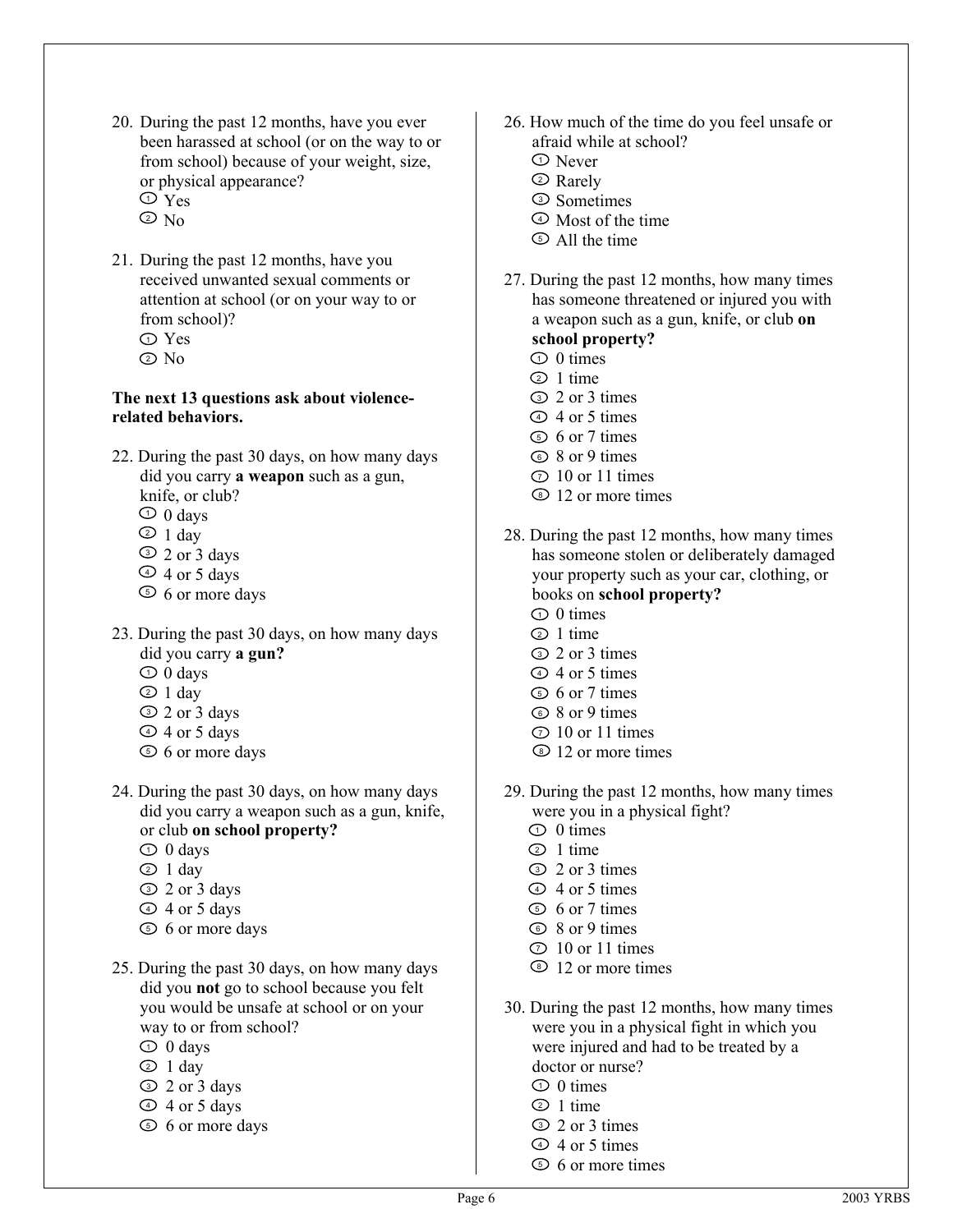20. During the past 12 months, have you ever been harassed at school (or on the way to or from school) because of your weight, size, or physical appearance?
    - ① Yes
    - ② No

21. During the past 12 months, have you received unwanted sexual comments or attention at school (or on your way to or from school)?
    - ① Yes
    - ② No

**The next 13 questions ask about violence-related behaviors.**

22. During the past 30 days, on how many days did you carry **a weapon** such as a gun, knife, or club?
    - ① 0 days
    - ② 1 day
    - ③ 2 or 3 days
    - ④ 4 or 5 days
    - ⑤ 6 or more days

23. During the past 30 days, on how many days did you carry **a gun?**
    - ① 0 days
    - ② 1 day
    - ③ 2 or 3 days
    - ④ 4 or 5 days
    - ⑤ 6 or more days

24. During the past 30 days, on how many days did you carry a weapon such as a gun, knife, or club **on school property?**
    - ① 0 days
    - ② 1 day
    - ③ 2 or 3 days
    - ④ 4 or 5 days
    - ⑤ 6 or more days

25. During the past 30 days, on how many days did you **not** go to school because you felt you would be unsafe at school or on your way to or from school?
    - ① 0 days
    - ② 1 day
    - ③ 2 or 3 days
    - ④ 4 or 5 days
    - ⑤ 6 or more days

26. How much of the time do you feel unsafe or afraid while at school?
    - ① Never
    - ② Rarely
    - ③ Sometimes
    - ④ Most of the time
    - ⑤ All the time

27. During the past 12 months, how many times has someone threatened or injured you with a weapon such as a gun, knife, or club **on school property?**
    - ① 0 times
    - ② 1 time
    - ③ 2 or 3 times
    - ④ 4 or 5 times
    - ⑤ 6 or 7 times
    - ⑥ 8 or 9 times
    - ⑦ 10 or 11 times
    - ⑧ 12 or more times

28. During the past 12 months, how many times has someone stolen or deliberately damaged your property such as your car, clothing, or books on **school property?**
    - ① 0 times
    - ② 1 time
    - ③ 2 or 3 times
    - ④ 4 or 5 times
    - ⑤ 6 or 7 times
    - ⑥ 8 or 9 times
    - ⑦ 10 or 11 times
    - ⑧ 12 or more times

29. During the past 12 months, how many times were you in a physical fight?
    - ① 0 times
    - ② 1 time
    - ③ 2 or 3 times
    - ④ 4 or 5 times
    - ⑤ 6 or 7 times
    - ⑥ 8 or 9 times
    - ⑦ 10 or 11 times
    - ⑧ 12 or more times

30. During the past 12 months, how many times were you in a physical fight in which you were injured and had to be treated by a doctor or nurse?
    - ① 0 times
    - ② 1 time
    - ③ 2 or 3 times
    - ④ 4 or 5 times
    - ⑤ 6 or more times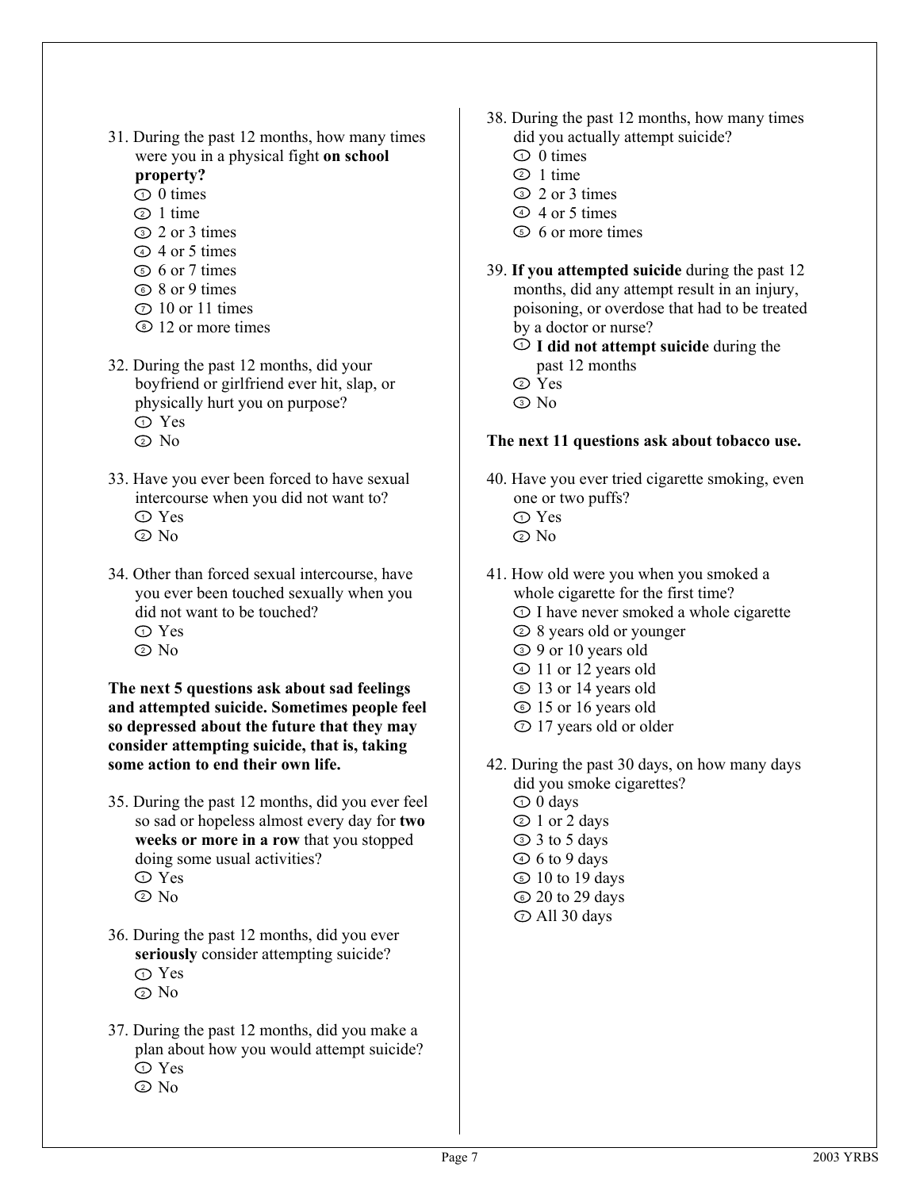31. During the past 12 months, how many times were you in a physical fight **on school property?**
   - ① 0 times
   - ② 1 time
   - ③ 2 or 3 times
   - ④ 4 or 5 times
   - ⑤ 6 or 7 times
   - ⑥ 8 or 9 times
   - ⑦ 10 or 11 times
   - ⑧ 12 or more times

32. During the past 12 months, did your boyfriend or girlfriend ever hit, slap, or physically hurt you on purpose?
   - ① Yes
   - ② No

33. Have you ever been forced to have sexual intercourse when you did not want to?
   - ① Yes
   - ② No

34. Other than forced sexual intercourse, have you ever been touched sexually when you did not want to be touched?
   - ① Yes
   - ② No

**The next 5 questions ask about sad feelings and attempted suicide. Sometimes people feel so depressed about the future that they may consider attempting suicide, that is, taking some action to end their own life.**

35. During the past 12 months, did you ever feel so sad or hopeless almost every day for **two weeks or more in a row** that you stopped doing some usual activities?
   - ① Yes
   - ② No

36. During the past 12 months, did you ever **seriously** consider attempting suicide?
   - ① Yes
   - ② No

37. During the past 12 months, did you make a plan about how you would attempt suicide?
   - ① Yes
   - ② No

38. During the past 12 months, how many times did you actually attempt suicide?
   - ① 0 times
   - ② 1 time
   - ③ 2 or 3 times
   - ④ 4 or 5 times
   - ⑤ 6 or more times

39. **If you attempted suicide** during the past 12 months, did any attempt result in an injury, poisoning, or overdose that had to be treated by a doctor or nurse?
   - ① **I did not attempt suicide** during the past 12 months
   - ② Yes
   - ③ No

**The next 11 questions ask about tobacco use.**

40. Have you ever tried cigarette smoking, even one or two puffs?
   - ① Yes
   - ② No

41. How old were you when you smoked a whole cigarette for the first time?
   - ① I have never smoked a whole cigarette
   - ② 8 years old or younger
   - ③ 9 or 10 years old
   - ④ 11 or 12 years old
   - ⑤ 13 or 14 years old
   - ⑥ 15 or 16 years old
   - ⑦ 17 years old or older

42. During the past 30 days, on how many days did you smoke cigarettes?
   - ① 0 days
   - ② 1 or 2 days
   - ③ 3 to 5 days
   - ④ 6 to 9 days
   - ⑤ 10 to 19 days
   - ⑥ 20 to 29 days
   - ⑦ All 30 days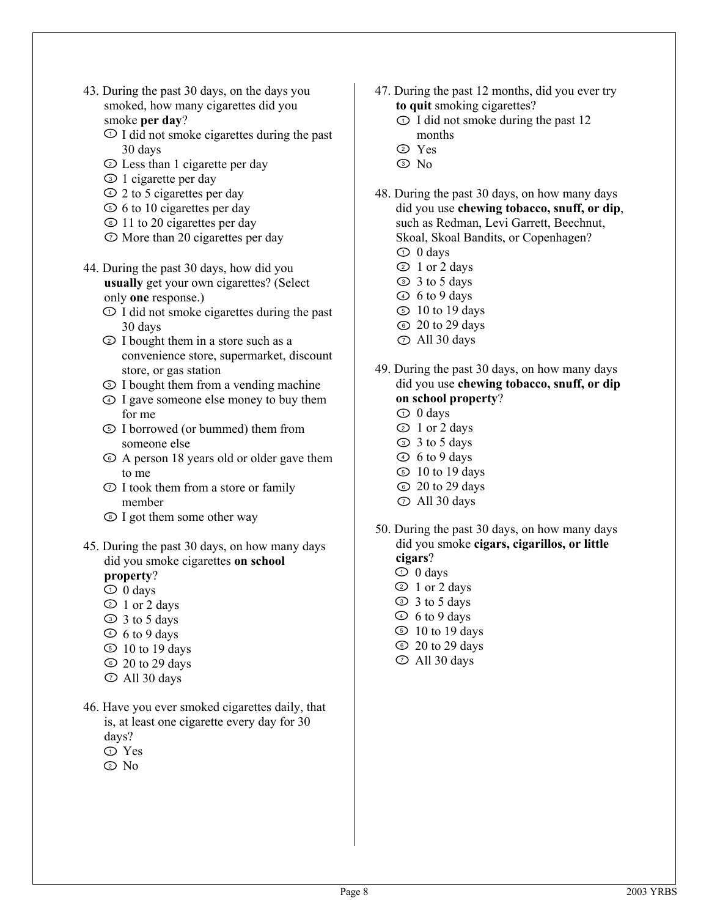43. During the past 30 days, on the days you smoked, how many cigarettes did you smoke **per day**?
   ① I did not smoke cigarettes during the past 30 days
   ② Less than 1 cigarette per day
   ③ 1 cigarette per day
   ④ 2 to 5 cigarettes per day
   ⑤ 6 to 10 cigarettes per day
   ⑥ 11 to 20 cigarettes per day
   ⑦ More than 20 cigarettes per day

44. During the past 30 days, how did you **usually** get your own cigarettes? (Select only **one** response.)
   ① I did not smoke cigarettes during the past 30 days
   ② I bought them in a store such as a convenience store, supermarket, discount store, or gas station
   ③ I bought them from a vending machine
   ④ I gave someone else money to buy them for me
   ⑤ I borrowed (or bummed) them from someone else
   ⑥ A person 18 years old or older gave them to me
   ⑦ I took them from a store or family member
   ⑧ I got them some other way

45. During the past 30 days, on how many days did you smoke cigarettes **on school property**?
   ① 0 days
   ② 1 or 2 days
   ③ 3 to 5 days
   ④ 6 to 9 days
   ⑤ 10 to 19 days
   ⑥ 20 to 29 days
   ⑦ All 30 days

46. Have you ever smoked cigarettes daily, that is, at least one cigarette every day for 30 days?
   ① Yes
   ② No

47. During the past 12 months, did you ever try **to quit** smoking cigarettes?
   ① I did not smoke during the past 12 months
   ② Yes
   ③ No

48. During the past 30 days, on how many days did you use **chewing tobacco, snuff, or dip**, such as Redman, Levi Garrett, Beechnut, Skoal, Skoal Bandits, or Copenhagen?
   ① 0 days
   ② 1 or 2 days
   ③ 3 to 5 days
   ④ 6 to 9 days
   ⑤ 10 to 19 days
   ⑥ 20 to 29 days
   ⑦ All 30 days

49. During the past 30 days, on how many days did you use **chewing tobacco, snuff, or dip on school property**?
   ① 0 days
   ② 1 or 2 days
   ③ 3 to 5 days
   ④ 6 to 9 days
   ⑤ 10 to 19 days
   ⑥ 20 to 29 days
   ⑦ All 30 days

50. During the past 30 days, on how many days did you smoke **cigars, cigarillos, or little cigars**?
   ① 0 days
   ② 1 or 2 days
   ③ 3 to 5 days
   ④ 6 to 9 days
   ⑤ 10 to 19 days
   ⑥ 20 to 29 days
   ⑦ All 30 days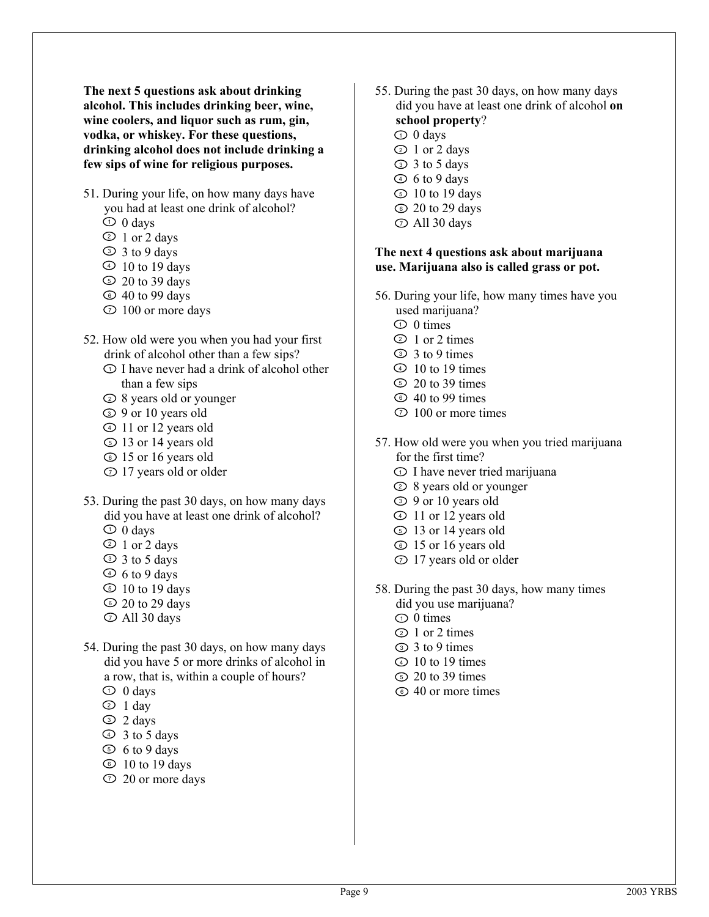**The next 5 questions ask about drinking alcohol. This includes drinking beer, wine, wine coolers, and liquor such as rum, gin, vodka, or whiskey. For these questions, drinking alcohol does not include drinking a few sips of wine for religious purposes.**

51. During your life, on how many days have you had at least one drink of alcohol?
   - ① 0 days
   - ② 1 or 2 days
   - ③ 3 to 9 days
   - ④ 10 to 19 days
   - ⑤ 20 to 39 days
   - ⑥ 40 to 99 days
   - ⑦ 100 or more days

52. How old were you when you had your first drink of alcohol other than a few sips?
   - ① I have never had a drink of alcohol other than a few sips
   - ② 8 years old or younger
   - ③ 9 or 10 years old
   - ④ 11 or 12 years old
   - ⑤ 13 or 14 years old
   - ⑥ 15 or 16 years old
   - ⑦ 17 years old or older

53. During the past 30 days, on how many days did you have at least one drink of alcohol?
   - ① 0 days
   - ② 1 or 2 days
   - ③ 3 to 5 days
   - ④ 6 to 9 days
   - ⑤ 10 to 19 days
   - ⑥ 20 to 29 days
   - ⑦ All 30 days

54. During the past 30 days, on how many days did you have 5 or more drinks of alcohol in a row, that is, within a couple of hours?
   - ① 0 days
   - ② 1 day
   - ③ 2 days
   - ④ 3 to 5 days
   - ⑤ 6 to 9 days
   - ⑥ 10 to 19 days
   - ⑦ 20 or more days

55. During the past 30 days, on how many days did you have at least one drink of alcohol **on school property**?
   - ① 0 days
   - ② 1 or 2 days
   - ③ 3 to 5 days
   - ④ 6 to 9 days
   - ⑤ 10 to 19 days
   - ⑥ 20 to 29 days
   - ⑦ All 30 days

**The next 4 questions ask about marijuana use. Marijuana also is called grass or pot.**

56. During your life, how many times have you used marijuana?
   - ① 0 times
   - ② 1 or 2 times
   - ③ 3 to 9 times
   - ④ 10 to 19 times
   - ⑤ 20 to 39 times
   - ⑥ 40 to 99 times
   - ⑦ 100 or more times

57. How old were you when you tried marijuana for the first time?
   - ① I have never tried marijuana
   - ② 8 years old or younger
   - ③ 9 or 10 years old
   - ④ 11 or 12 years old
   - ⑤ 13 or 14 years old
   - ⑥ 15 or 16 years old
   - ⑦ 17 years old or older

58. During the past 30 days, how many times did you use marijuana?
   - ① 0 times
   - ② 1 or 2 times
   - ③ 3 to 9 times
   - ④ 10 to 19 times
   - ⑤ 20 to 39 times
   - ⑥ 40 or more times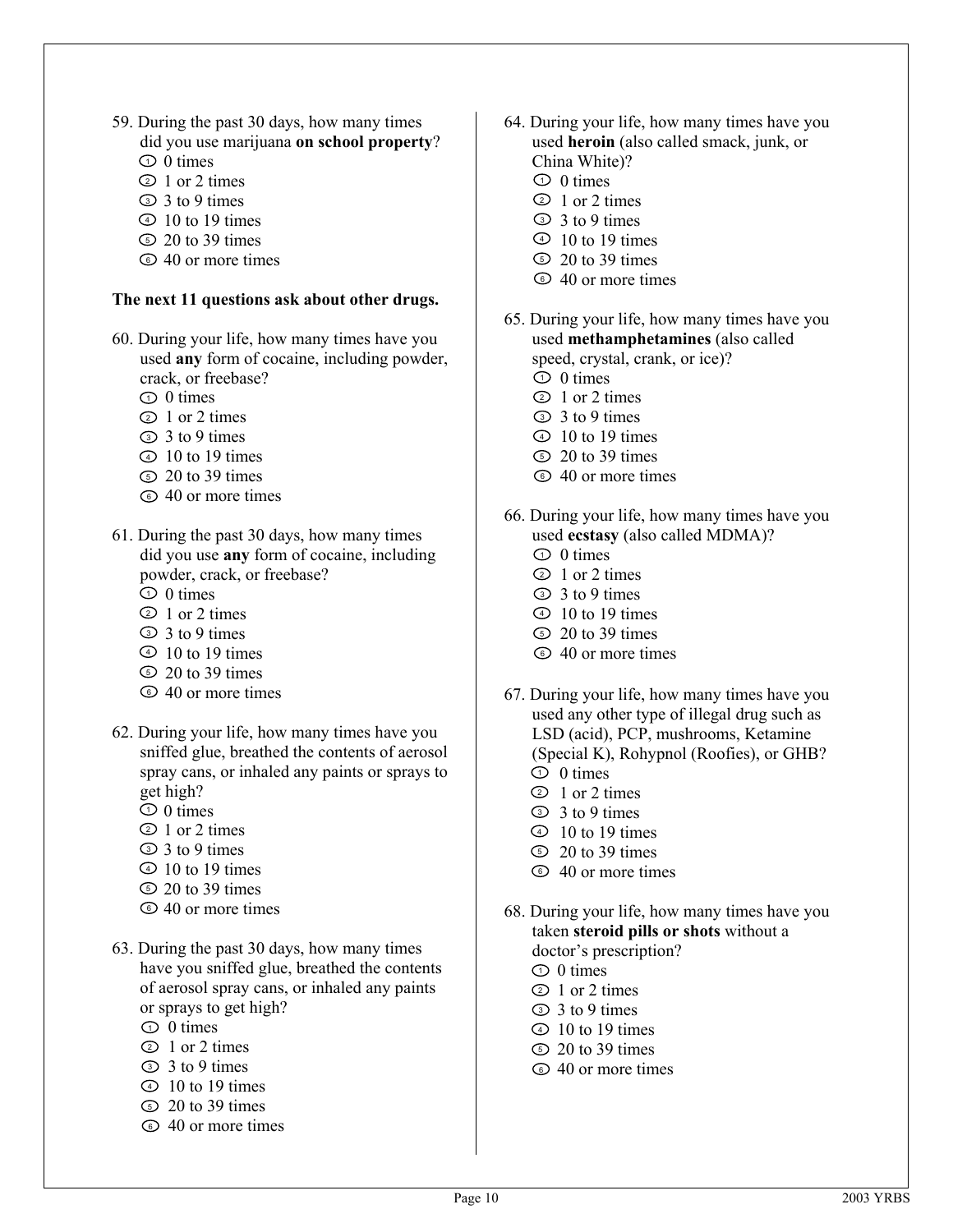59. During the past 30 days, how many times did you use marijuana **on school property**?
   ① 0 times
   ② 1 or 2 times
   ③ 3 to 9 times
   ④ 10 to 19 times
   ⑤ 20 to 39 times
   ⑥ 40 or more times

**The next 11 questions ask about other drugs.**

60. During your life, how many times have you used **any** form of cocaine, including powder, crack, or freebase?
   ① 0 times
   ② 1 or 2 times
   ③ 3 to 9 times
   ④ 10 to 19 times
   ⑤ 20 to 39 times
   ⑥ 40 or more times

61. During the past 30 days, how many times did you use **any** form of cocaine, including powder, crack, or freebase?
   ① 0 times
   ② 1 or 2 times
   ③ 3 to 9 times
   ④ 10 to 19 times
   ⑤ 20 to 39 times
   ⑥ 40 or more times

62. During your life, how many times have you sniffed glue, breathed the contents of aerosol spray cans, or inhaled any paints or sprays to get high?
   ① 0 times
   ② 1 or 2 times
   ③ 3 to 9 times
   ④ 10 to 19 times
   ⑤ 20 to 39 times
   ⑥ 40 or more times

63. During the past 30 days, how many times have you sniffed glue, breathed the contents of aerosol spray cans, or inhaled any paints or sprays to get high?
   ① 0 times
   ② 1 or 2 times
   ③ 3 to 9 times
   ④ 10 to 19 times
   ⑤ 20 to 39 times
   ⑥ 40 or more times

64. During your life, how many times have you used **heroin** (also called smack, junk, or China White)?
   ① 0 times
   ② 1 or 2 times
   ③ 3 to 9 times
   ④ 10 to 19 times
   ⑤ 20 to 39 times
   ⑥ 40 or more times

65. During your life, how many times have you used **methamphetamines** (also called speed, crystal, crank, or ice)?
   ① 0 times
   ② 1 or 2 times
   ③ 3 to 9 times
   ④ 10 to 19 times
   ⑤ 20 to 39 times
   ⑥ 40 or more times

66. During your life, how many times have you used **ecstasy** (also called MDMA)?
   ① 0 times
   ② 1 or 2 times
   ③ 3 to 9 times
   ④ 10 to 19 times
   ⑤ 20 to 39 times
   ⑥ 40 or more times

67. During your life, how many times have you used any other type of illegal drug such as LSD (acid), PCP, mushrooms, Ketamine (Special K), Rohypnol (Roofies), or GHB?
   ① 0 times
   ② 1 or 2 times
   ③ 3 to 9 times
   ④ 10 to 19 times
   ⑤ 20 to 39 times
   ⑥ 40 or more times

68. During your life, how many times have you taken **steroid pills or shots** without a doctor's prescription?
   ① 0 times
   ② 1 or 2 times
   ③ 3 to 9 times
   ④ 10 to 19 times
   ⑤ 20 to 39 times
   ⑥ 40 or more times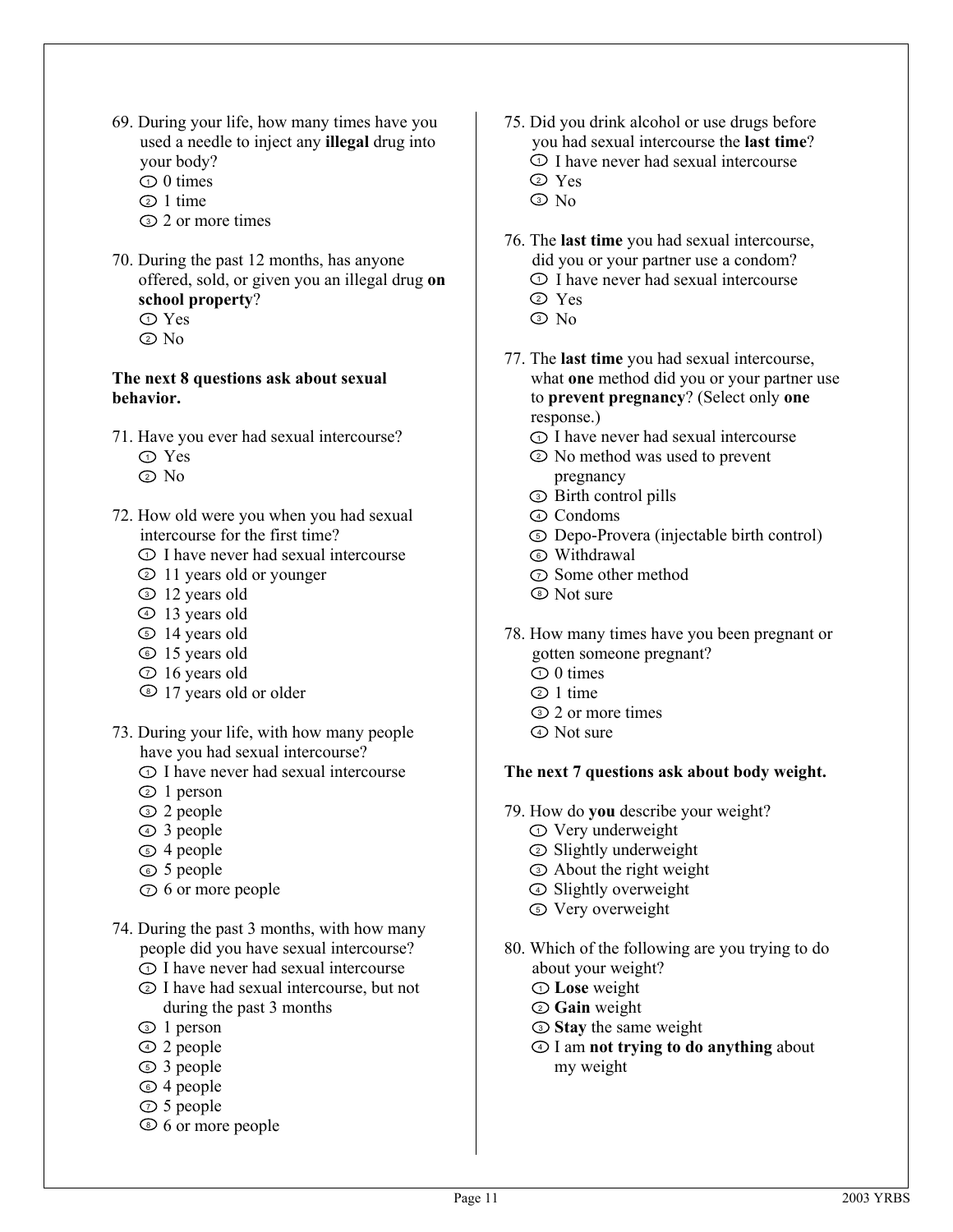69. During your life, how many times have you used a needle to inject any **illegal** drug into your body?
    - ① 0 times
    - ② 1 time
    - ③ 2 or more times

70. During the past 12 months, has anyone offered, sold, or given you an illegal drug **on school property**?
    - ① Yes
    - ② No

**The next 8 questions ask about sexual behavior.**

71. Have you ever had sexual intercourse?
    - ① Yes
    - ② No

72. How old were you when you had sexual intercourse for the first time?
    - ① I have never had sexual intercourse
    - ② 11 years old or younger
    - ③ 12 years old
    - ④ 13 years old
    - ⑤ 14 years old
    - ⑥ 15 years old
    - ⑦ 16 years old
    - ⑧ 17 years old or older

73. During your life, with how many people have you had sexual intercourse?
    - ① I have never had sexual intercourse
    - ② 1 person
    - ③ 2 people
    - ④ 3 people
    - ⑤ 4 people
    - ⑥ 5 people
    - ⑦ 6 or more people

74. During the past 3 months, with how many people did you have sexual intercourse?
    - ① I have never had sexual intercourse
    - ② I have had sexual intercourse, but not during the past 3 months
    - ③ 1 person
    - ④ 2 people
    - ⑤ 3 people
    - ⑥ 4 people
    - ⑦ 5 people
    - ⑧ 6 or more people

75. Did you drink alcohol or use drugs before you had sexual intercourse the **last time**?
    - ① I have never had sexual intercourse
    - ② Yes
    - ③ No

76. The **last time** you had sexual intercourse, did you or your partner use a condom?
    - ① I have never had sexual intercourse
    - ② Yes
    - ③ No

77. The **last time** you had sexual intercourse, what **one** method did you or your partner use to **prevent pregnancy**? (Select only **one** response.)
    - ① I have never had sexual intercourse
    - ② No method was used to prevent pregnancy
    - ③ Birth control pills
    - ④ Condoms
    - ⑤ Depo-Provera (injectable birth control)
    - ⑥ Withdrawal
    - ⑦ Some other method
    - ⑧ Not sure

78. How many times have you been pregnant or gotten someone pregnant?
    - ① 0 times
    - ② 1 time
    - ③ 2 or more times
    - ④ Not sure

**The next 7 questions ask about body weight.**

79. How do **you** describe your weight?
    - ① Very underweight
    - ② Slightly underweight
    - ③ About the right weight
    - ④ Slightly overweight
    - ⑤ Very overweight

80. Which of the following are you trying to do about your weight?
    - ① **Lose** weight
    - ② **Gain** weight
    - ③ **Stay** the same weight
    - ④ I am **not trying to do anything** about my weight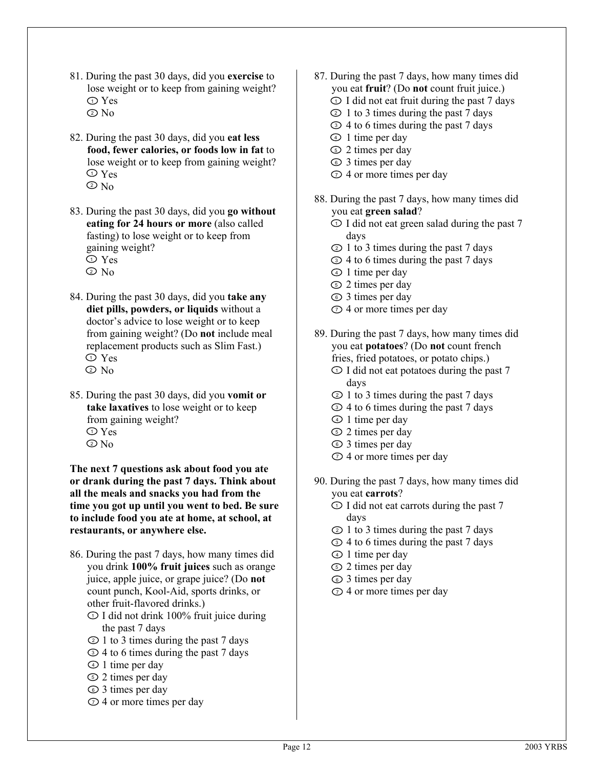81. During the past 30 days, did you **exercise** to lose weight or to keep from gaining weight?
    - ① Yes
    - ② No

82. During the past 30 days, did you **eat less food, fewer calories, or foods low in fat** to lose weight or to keep from gaining weight?
    - ① Yes
    - ② No

83. During the past 30 days, did you **go without eating for 24 hours or more** (also called fasting) to lose weight or to keep from gaining weight?
    - ① Yes
    - ② No

84. During the past 30 days, did you **take any diet pills, powders, or liquids** without a doctor's advice to lose weight or to keep from gaining weight? (Do **not** include meal replacement products such as Slim Fast.)
    - ① Yes
    - ② No

85. During the past 30 days, did you **vomit or take laxatives** to lose weight or to keep from gaining weight?
    - ① Yes
    - ② No

**The next 7 questions ask about food you ate or drank during the past 7 days. Think about all the meals and snacks you had from the time you got up until you went to bed. Be sure to include food you ate at home, at school, at restaurants, or anywhere else.**

86. During the past 7 days, how many times did you drink **100% fruit juices** such as orange juice, apple juice, or grape juice? (Do **not** count punch, Kool-Aid, sports drinks, or other fruit-flavored drinks.)
    - ① I did not drink 100% fruit juice during the past 7 days
    - ② 1 to 3 times during the past 7 days
    - ③ 4 to 6 times during the past 7 days
    - ④ 1 time per day
    - ⑤ 2 times per day
    - ⑥ 3 times per day
    - ⑦ 4 or more times per day

87. During the past 7 days, how many times did you eat **fruit**? (Do **not** count fruit juice.)
    - ① I did not eat fruit during the past 7 days
    - ② 1 to 3 times during the past 7 days
    - ③ 4 to 6 times during the past 7 days
    - ④ 1 time per day
    - ⑤ 2 times per day
    - ⑥ 3 times per day
    - ⑦ 4 or more times per day

88. During the past 7 days, how many times did you eat **green salad**?
    - ① I did not eat green salad during the past 7 days
    - ② 1 to 3 times during the past 7 days
    - ③ 4 to 6 times during the past 7 days
    - ④ 1 time per day
    - ⑤ 2 times per day
    - ⑥ 3 times per day
    - ⑦ 4 or more times per day

89. During the past 7 days, how many times did you eat **potatoes**? (Do **not** count french fries, fried potatoes, or potato chips.)
    - ① I did not eat potatoes during the past 7 days
    - ② 1 to 3 times during the past 7 days
    - ③ 4 to 6 times during the past 7 days
    - ④ 1 time per day
    - ⑤ 2 times per day
    - ⑥ 3 times per day
    - ⑦ 4 or more times per day

90. During the past 7 days, how many times did you eat **carrots**?
    - ① I did not eat carrots during the past 7 days
    - ② 1 to 3 times during the past 7 days
    - ③ 4 to 6 times during the past 7 days
    - ④ 1 time per day
    - ⑤ 2 times per day
    - ⑥ 3 times per day
    - ⑦ 4 or more times per day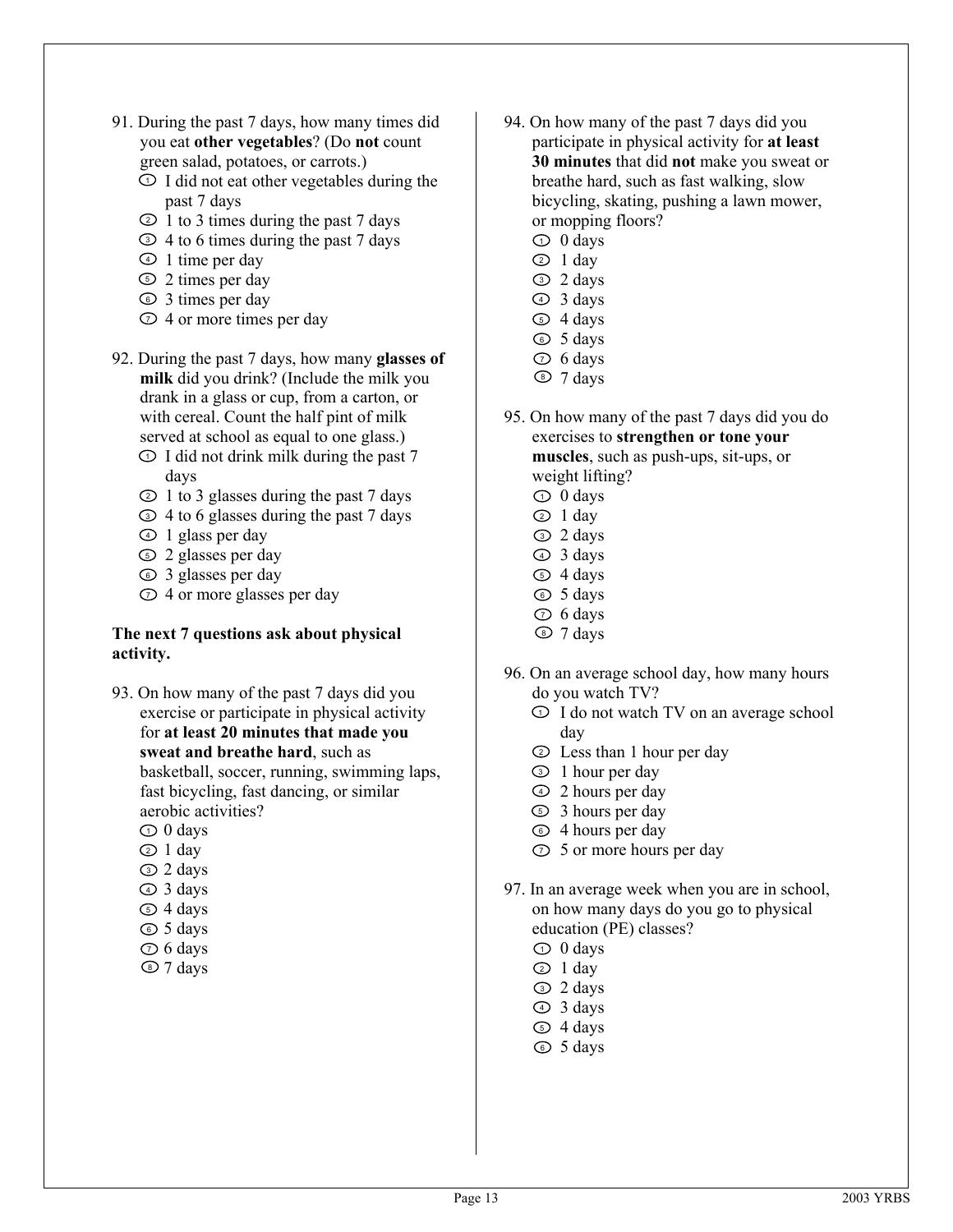91. During the past 7 days, how many times did you eat **other vegetables**? (Do **not** count green salad, potatoes, or carrots.)
   - ① I did not eat other vegetables during the past 7 days
   - ② 1 to 3 times during the past 7 days
   - ③ 4 to 6 times during the past 7 days
   - ④ 1 time per day
   - ⑤ 2 times per day
   - ⑥ 3 times per day
   - ⑦ 4 or more times per day

92. During the past 7 days, how many **glasses of milk** did you drink? (Include the milk you drank in a glass or cup, from a carton, or with cereal. Count the half pint of milk served at school as equal to one glass.)
   - ① I did not drink milk during the past 7 days
   - ② 1 to 3 glasses during the past 7 days
   - ③ 4 to 6 glasses during the past 7 days
   - ④ 1 glass per day
   - ⑤ 2 glasses per day
   - ⑥ 3 glasses per day
   - ⑦ 4 or more glasses per day

**The next 7 questions ask about physical activity.**

93. On how many of the past 7 days did you exercise or participate in physical activity for **at least 20 minutes that made you sweat and breathe hard**, such as basketball, soccer, running, swimming laps, fast bicycling, fast dancing, or similar aerobic activities?
   - ① 0 days
   - ② 1 day
   - ③ 2 days
   - ④ 3 days
   - ⑤ 4 days
   - ⑥ 5 days
   - ⑦ 6 days
   - ⑧ 7 days

94. On how many of the past 7 days did you participate in physical activity for **at least 30 minutes** that did **not** make you sweat or breathe hard, such as fast walking, slow bicycling, skating, pushing a lawn mower, or mopping floors?
   - ① 0 days
   - ② 1 day
   - ③ 2 days
   - ④ 3 days
   - ⑤ 4 days
   - ⑥ 5 days
   - ⑦ 6 days
   - ⑧ 7 days

95. On how many of the past 7 days did you do exercises to **strengthen or tone your muscles**, such as push-ups, sit-ups, or weight lifting?
   - ① 0 days
   - ② 1 day
   - ③ 2 days
   - ④ 3 days
   - ⑤ 4 days
   - ⑥ 5 days
   - ⑦ 6 days
   - ⑧ 7 days

96. On an average school day, how many hours do you watch TV?
   - ① I do not watch TV on an average school day
   - ② Less than 1 hour per day
   - ③ 1 hour per day
   - ④ 2 hours per day
   - ⑤ 3 hours per day
   - ⑥ 4 hours per day
   - ⑦ 5 or more hours per day

97. In an average week when you are in school, on how many days do you go to physical education (PE) classes?
   - ① 0 days
   - ② 1 day
   - ③ 2 days
   - ④ 3 days
   - ⑤ 4 days
   - ⑥ 5 days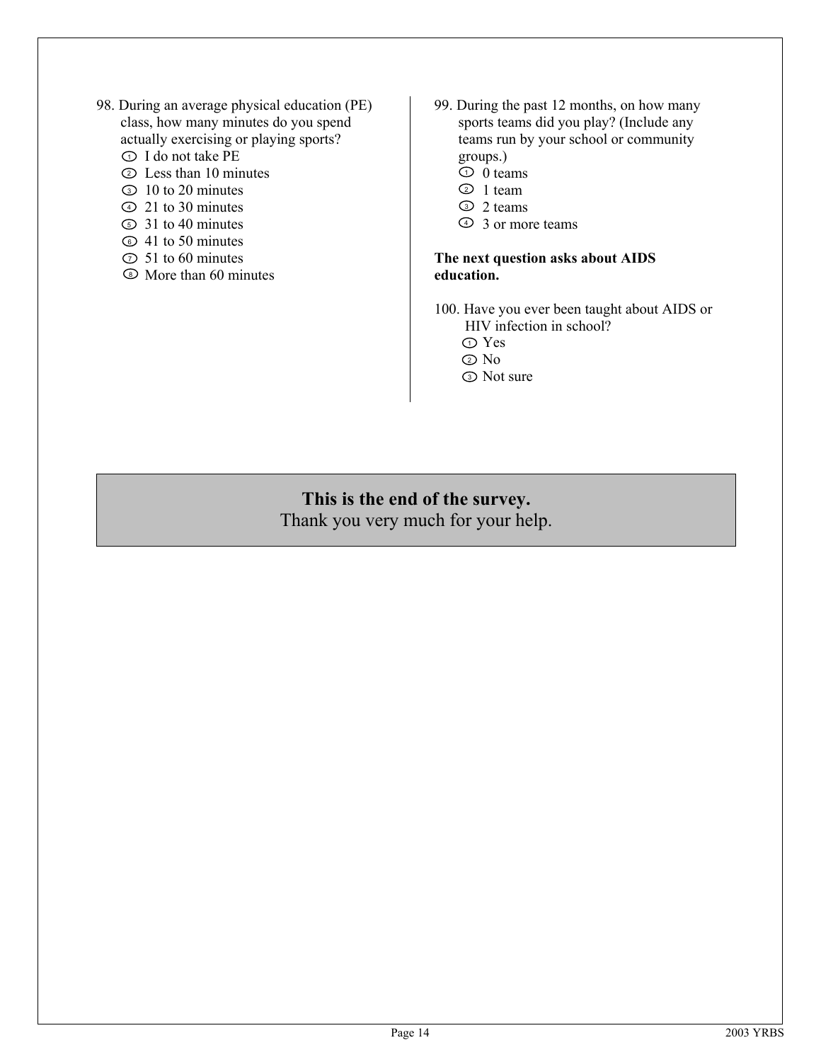98. During an average physical education (PE) class, how many minutes do you spend actually exercising or playing sports?
    - ① I do not take PE
    - ② Less than 10 minutes
    - ③ 10 to 20 minutes
    - ④ 21 to 30 minutes
    - ⑤ 31 to 40 minutes
    - ⑥ 41 to 50 minutes
    - ⑦ 51 to 60 minutes
    - ⑧ More than 60 minutes

99. During the past 12 months, on how many sports teams did you play? (Include any teams run by your school or community groups.)
    - ① 0 teams
    - ② 1 team
    - ③ 2 teams
    - ④ 3 or more teams

**The next question asks about AIDS education.**

100. Have you ever been taught about AIDS or HIV infection in school?
    - ① Yes
    - ② No
    - ③ Not sure

**This is the end of the survey.**

Thank you very much for your help.